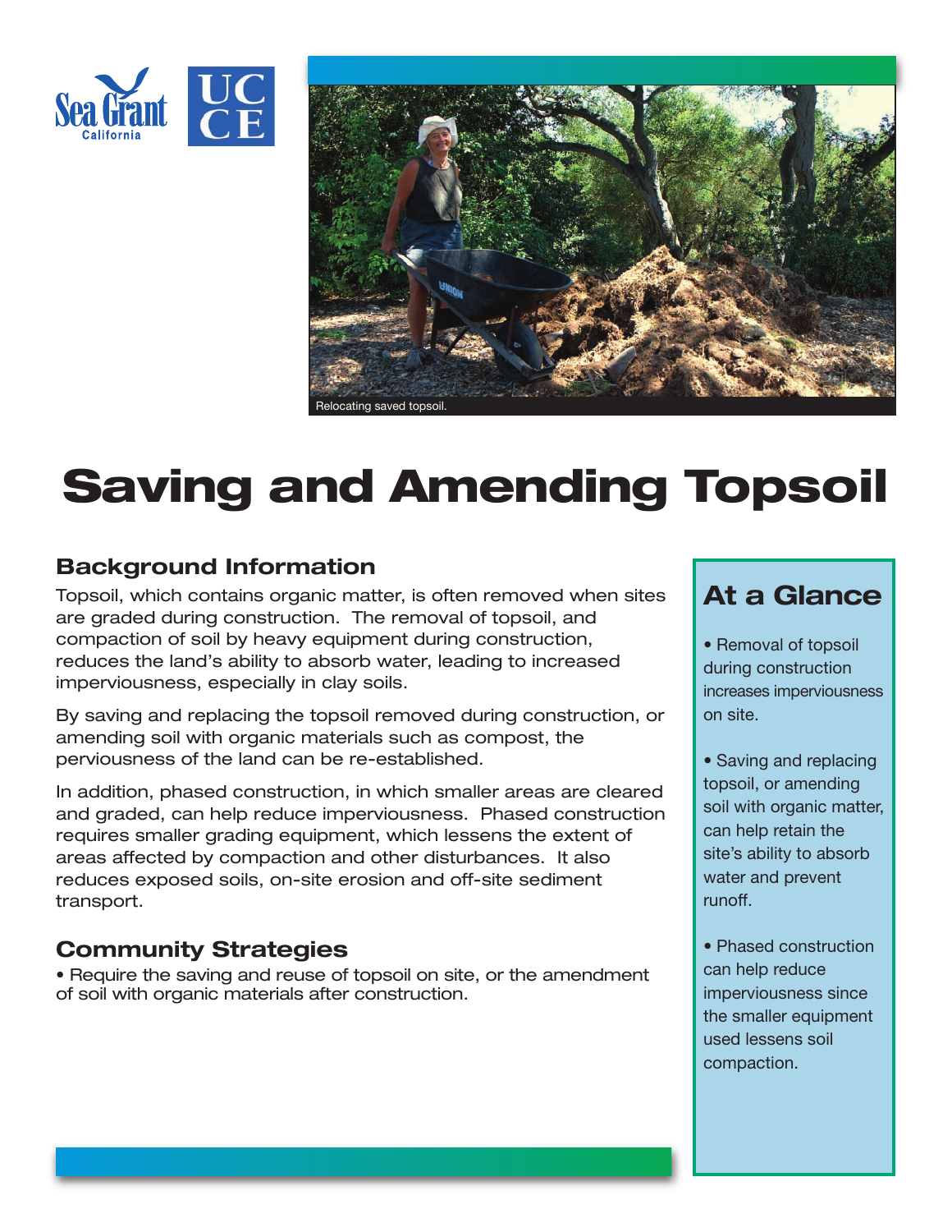Relocating saved topsoil.

# Saving and Amending Topsoil

## Background Information

Topsoil, which contains organic matter, is often removed when sites are graded during construction. The removal of topsoil, and compaction of soil by heavy equipment during construction, reduces the land's ability to absorb water, leading to increased imperviousness, especially in clay soils.

By saving and replacing the topsoil removed during construction, or amending soil with organic materials such as compost, the perviousness of the land can be re-established.

In addition, phased construction, in which smaller areas are cleared and graded, can help reduce imperviousness. Phased construction requires smaller grading equipment, which lessens the extent of areas affected by compaction and other disturbances. It also reduces exposed soils, on-site erosion and off-site sediment transport.

## Community Strategies

- Require the saving and reuse of topsoil on site, or the amendment of soil with organic materials after construction.

## At a Glance

- Removal of topsoil during construction increases imperviousness on site.
- Saving and replacing topsoil, or amending soil with organic matter, can help retain the site's ability to absorb water and prevent runoff.
- Phased construction can help reduce imperviousness since the smaller equipment used lessens soil compaction.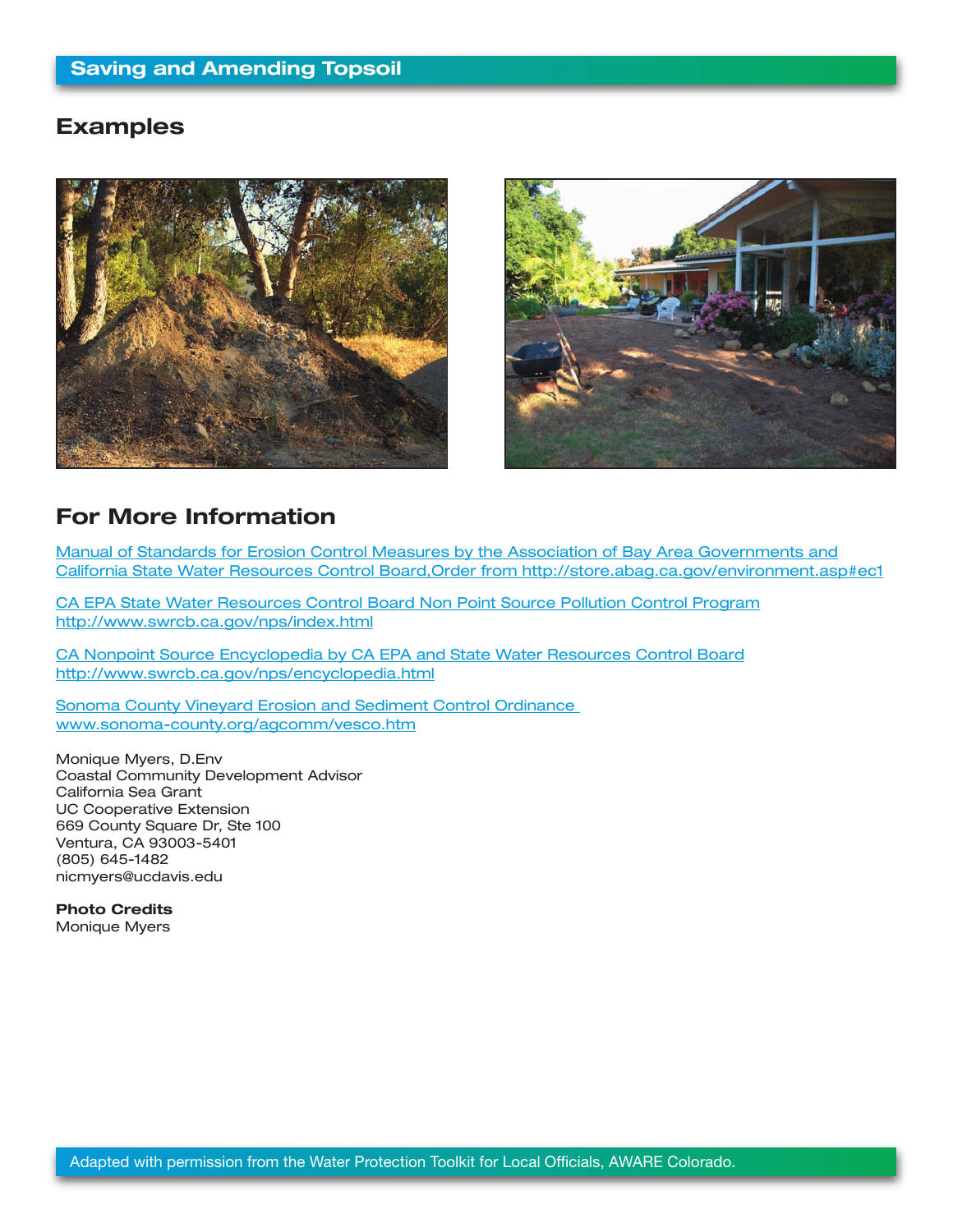## Examples

## For More Information

[Manual of Standards for Erosion Control Measures by the Association of Bay Area Governments and California State Water Resources Control Board,Order from http://store.abag.ca.gov/environment.asp#ec1](http://store.abag.ca.gov/environment.asp#ec1)

[CA EPA State Water Resources Control Board Non Point Source Pollution Control Program http://www.swrcb.ca.gov/nps/index.html](http://www.swrcb.ca.gov/nps/index.html)

[CA Nonpoint Source Encyclopedia by CA EPA and State Water Resources Control Board http://www.swrcb.ca.gov/nps/encyclopedia.html](http://www.swrcb.ca.gov/nps/encyclopedia.html)

[Sonoma County Vineyard Erosion and Sediment Control Ordinance www.sonoma-county.org/agcomm/vesco.htm](http://www.sonoma-county.org/agcomm/vesco.htm)

Monique Myers, D.Env
Coastal Community Development Advisor
California Sea Grant
UC Cooperative Extension
669 County Square Dr, Ste 100
Ventura, CA 93003-5401
(805) 645-1482
nicmyers@ucdavis.edu

**Photo Credits**
Monique Myers

Adapted with permission from the Water Protection Toolkit for Local Officials, AWARE Colorado.